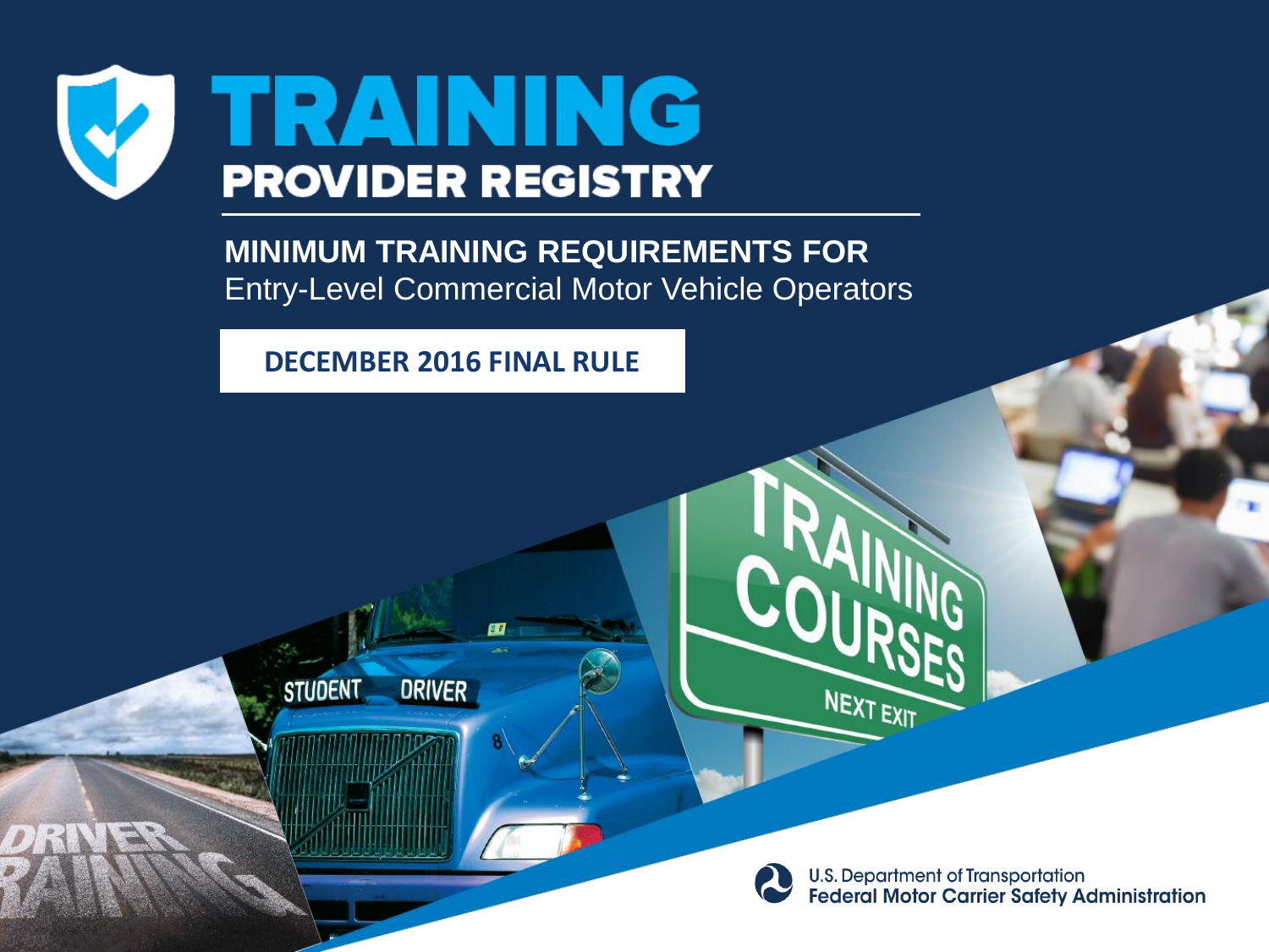# TRAINING

## PROVIDER REGISTRY

**MINIMUM TRAINING REQUIREMENTS FOR**
Entry-Level Commercial Motor Vehicle Operators

**DECEMBER 2016 FINAL RULE**

U.S. Department of Transportation
**Federal Motor Carrier Safety Administration**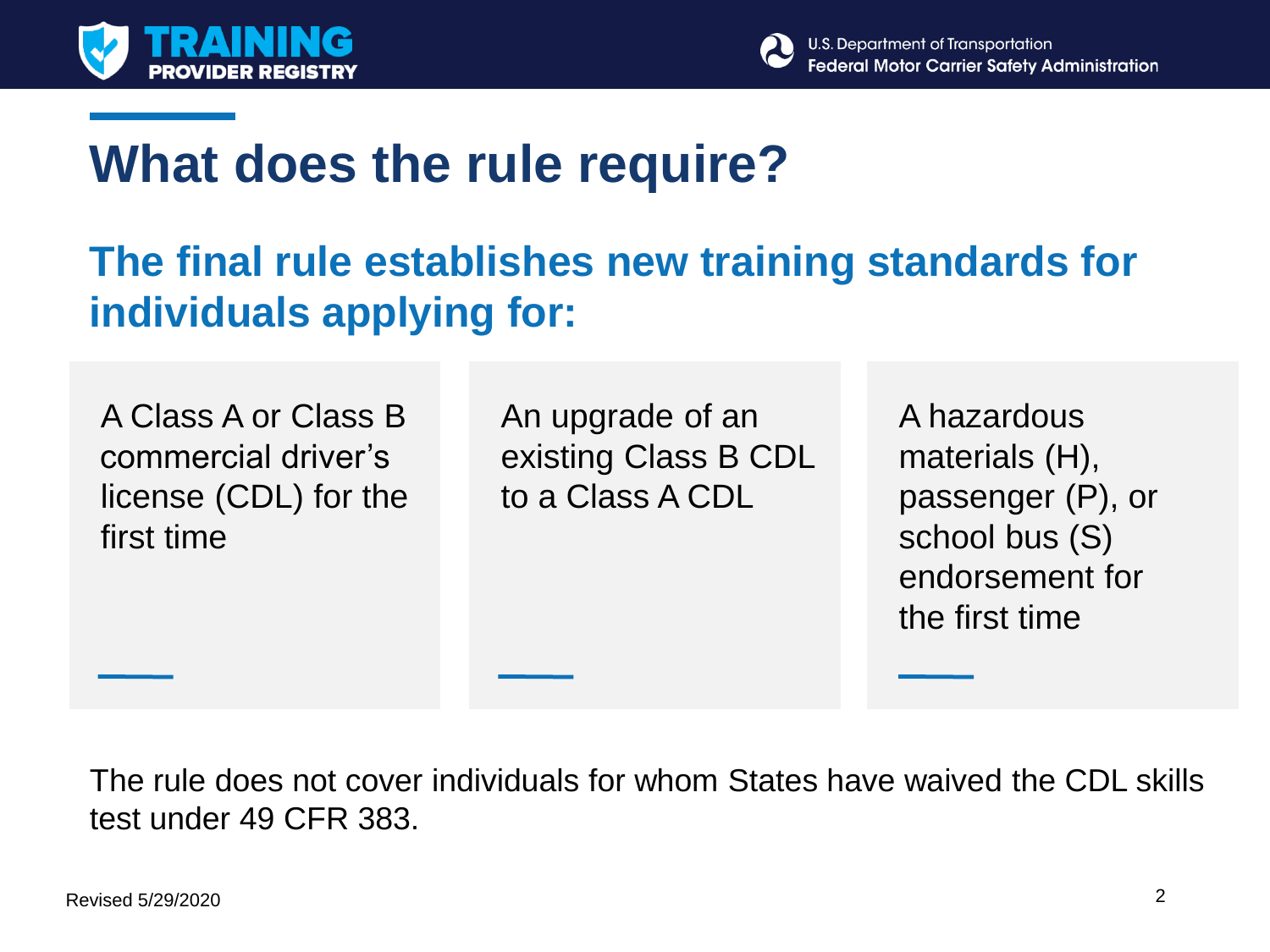# What does the rule require?

## The final rule establishes new training standards for individuals applying for:

- A Class A or Class B commercial driver's license (CDL) for the first time
- An upgrade of an existing Class B CDL to a Class A CDL
- A hazardous materials (H), passenger (P), or school bus (S) endorsement for the first time

The rule does not cover individuals for whom States have waived the CDL skills test under 49 CFR 383.

Revised 5/29/2020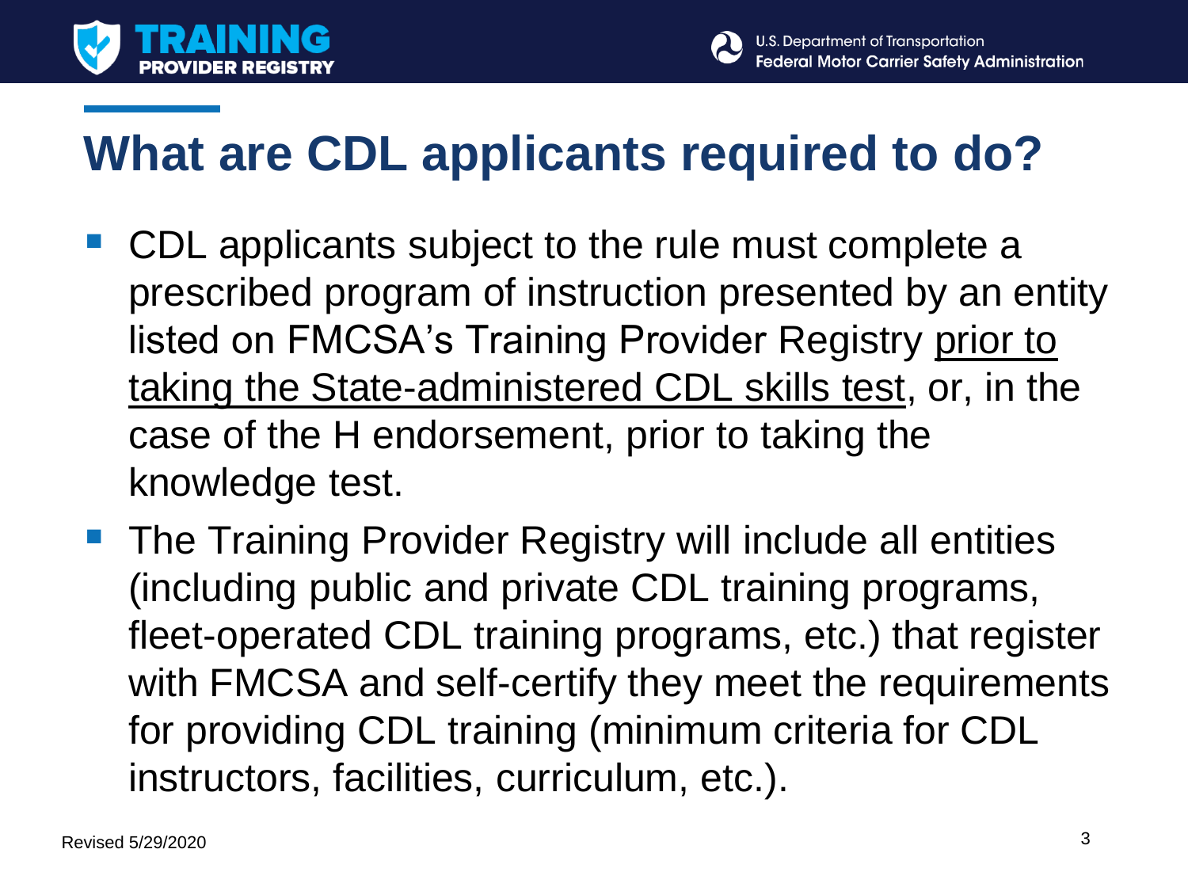# What are CDL applicants required to do?

- CDL applicants subject to the rule must complete a prescribed program of instruction presented by an entity listed on FMCSA's Training Provider Registry <u>prior to taking the State-administered CDL skills test</u>, or, in the case of the H endorsement, prior to taking the knowledge test.
- The Training Provider Registry will include all entities (including public and private CDL training programs, fleet-operated CDL training programs, etc.) that register with FMCSA and self-certify they meet the requirements for providing CDL training (minimum criteria for CDL instructors, facilities, curriculum, etc.).

Revised 5/29/2020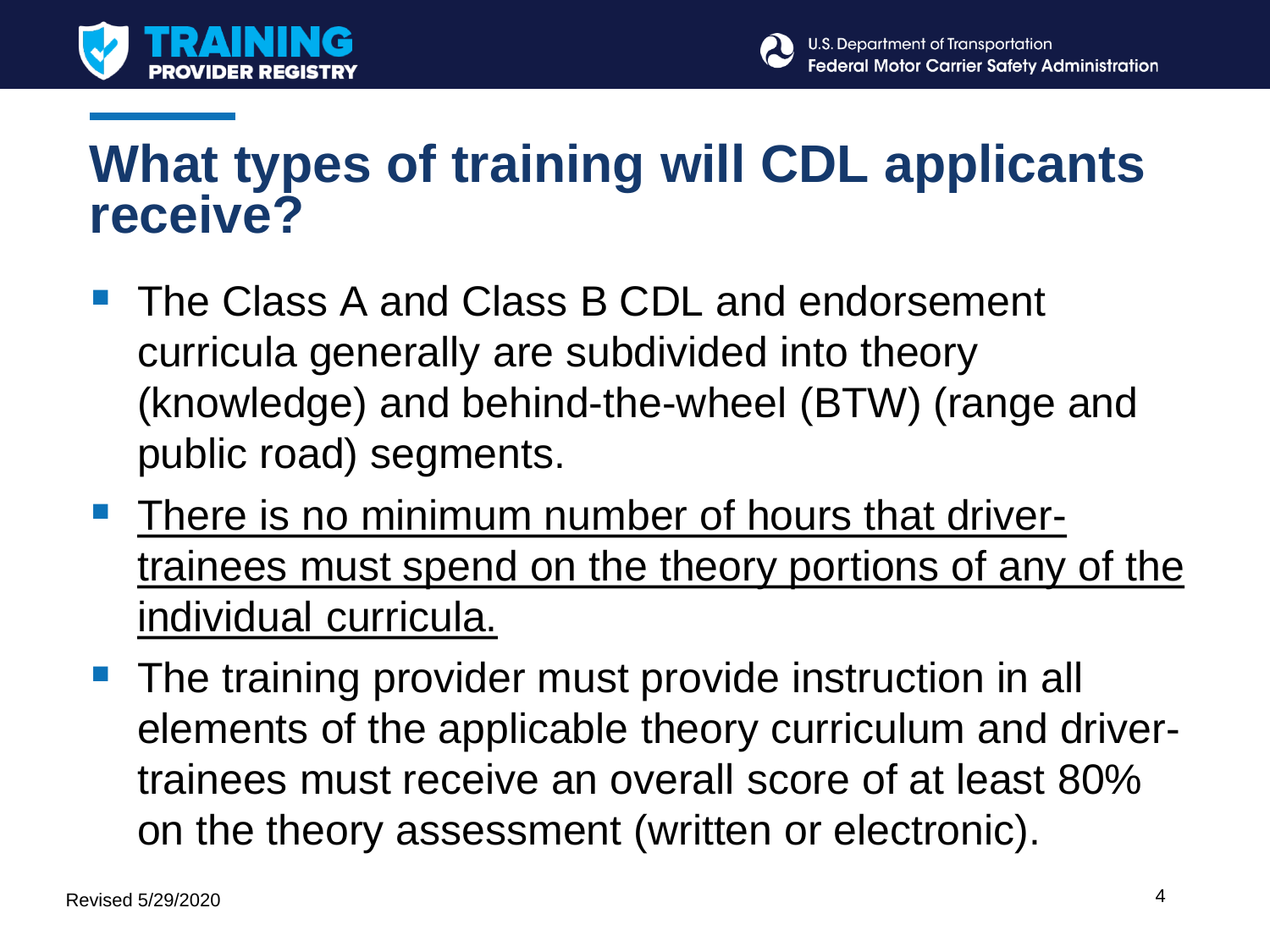# What types of training will CDL applicants receive?

- The Class A and Class B CDL and endorsement curricula generally are subdivided into theory (knowledge) and behind-the-wheel (BTW) (range and public road) segments.
- <u>There is no minimum number of hours that driver-trainees must spend on the theory portions of any of the individual curricula.</u>
- The training provider must provide instruction in all elements of the applicable theory curriculum and driver-trainees must receive an overall score of at least 80% on the theory assessment (written or electronic).

Revised 5/29/2020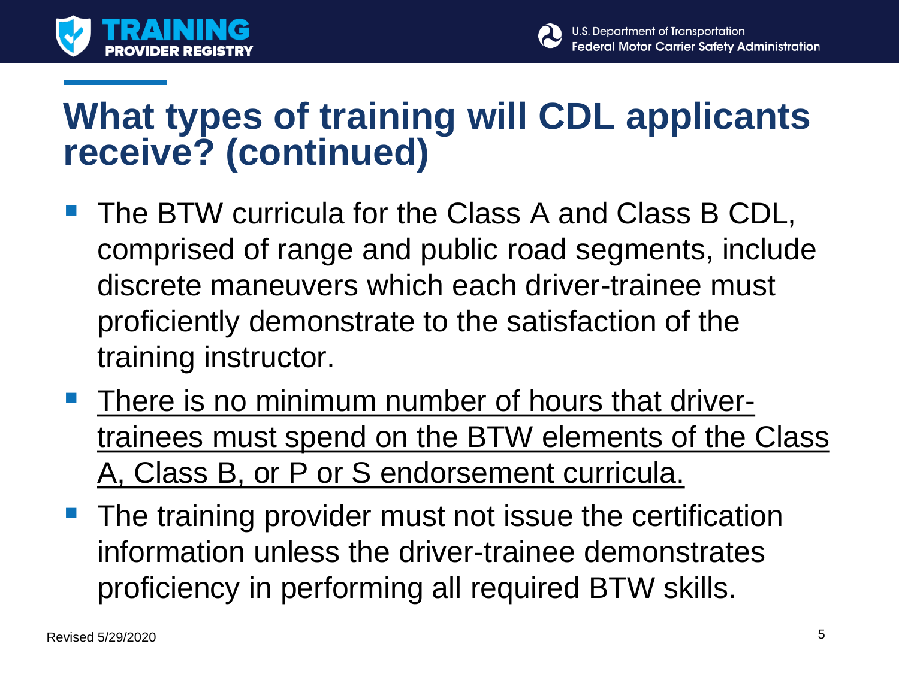# What types of training will CDL applicants receive? (continued)

- The BTW curricula for the Class A and Class B CDL, comprised of range and public road segments, include discrete maneuvers which each driver-trainee must proficiently demonstrate to the satisfaction of the training instructor.
- <u>There is no minimum number of hours that driver-trainees must spend on the BTW elements of the Class A, Class B, or P or S endorsement curricula.</u>
- The training provider must not issue the certification information unless the driver-trainee demonstrates proficiency in performing all required BTW skills.

Revised 5/29/2020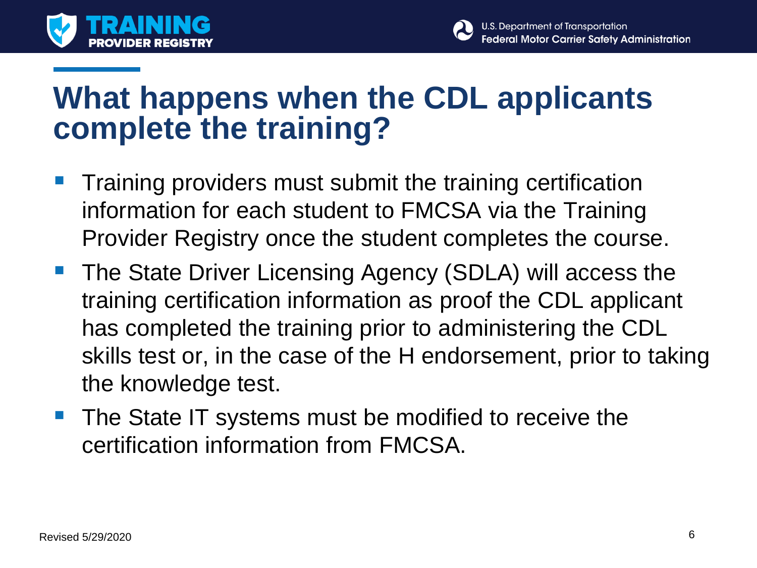# What happens when the CDL applicants complete the training?

- Training providers must submit the training certification information for each student to FMCSA via the Training Provider Registry once the student completes the course.
- The State Driver Licensing Agency (SDLA) will access the training certification information as proof the CDL applicant has completed the training prior to administering the CDL skills test or, in the case of the H endorsement, prior to taking the knowledge test.
- The State IT systems must be modified to receive the certification information from FMCSA.

Revised 5/29/2020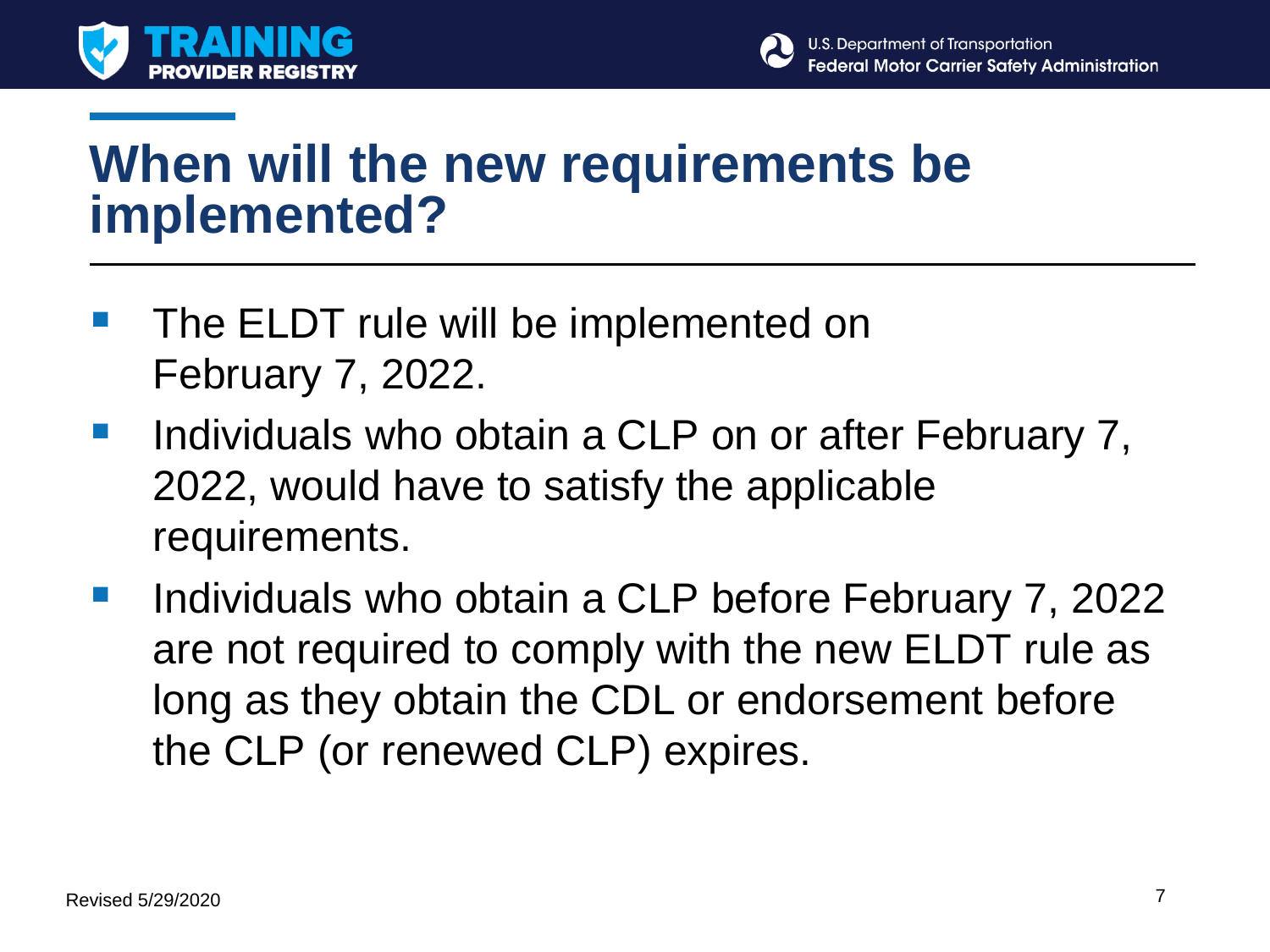# When will the new requirements be implemented?

- The ELDT rule will be implemented on February 7, 2022.
- Individuals who obtain a CLP on or after February 7, 2022, would have to satisfy the applicable requirements.
- Individuals who obtain a CLP before February 7, 2022 are not required to comply with the new ELDT rule as long as they obtain the CDL or endorsement before the CLP (or renewed CLP) expires.

Revised 5/29/2020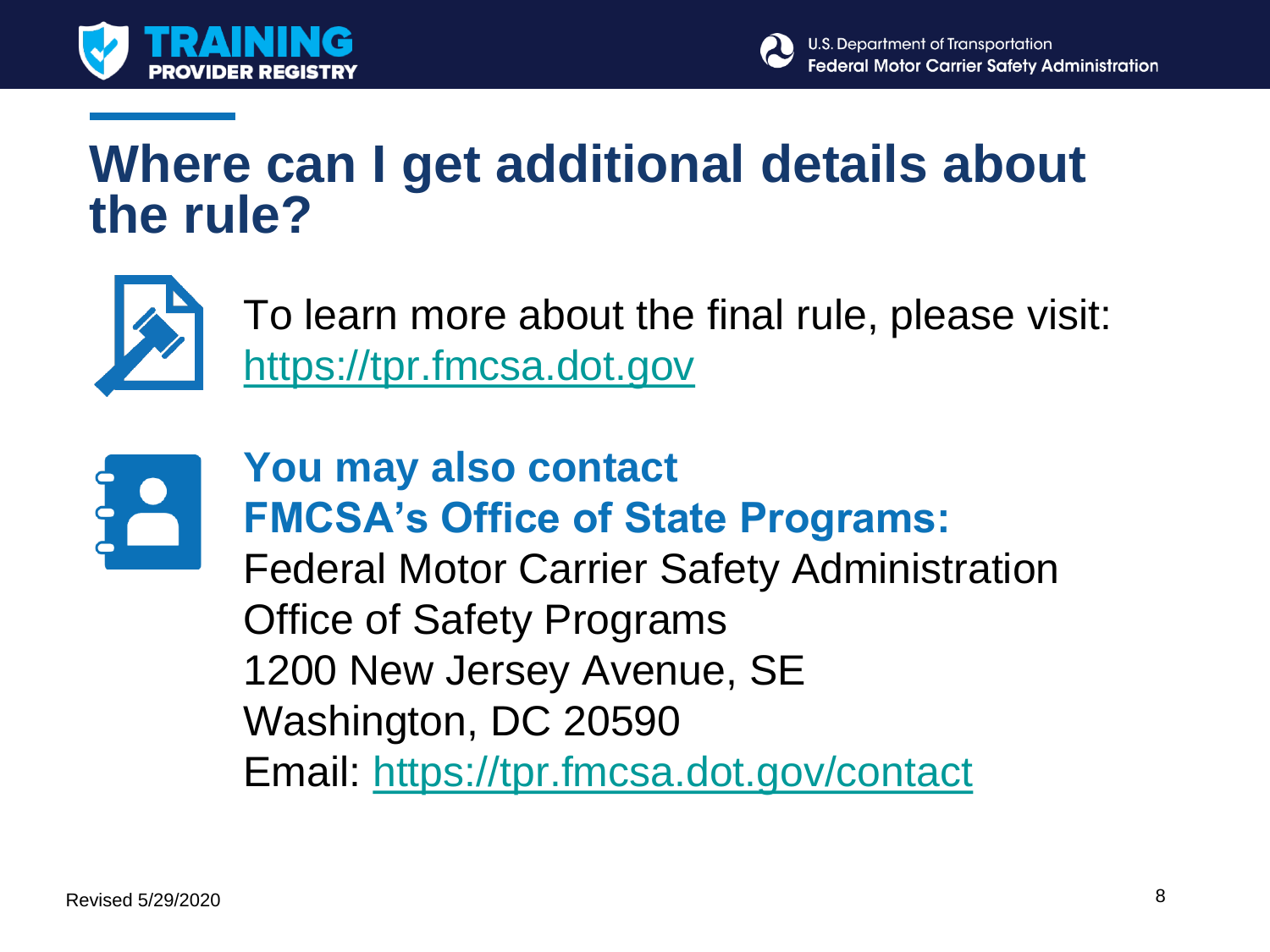# Where can I get additional details about the rule?

To learn more about the final rule, please visit: https://tpr.fmcsa.dot.gov

**You may also contact FMCSA's Office of State Programs:**

Federal Motor Carrier Safety Administration
Office of Safety Programs
1200 New Jersey Avenue, SE
Washington, DC 20590
Email: https://tpr.fmcsa.dot.gov/contact

Revised 5/29/2020